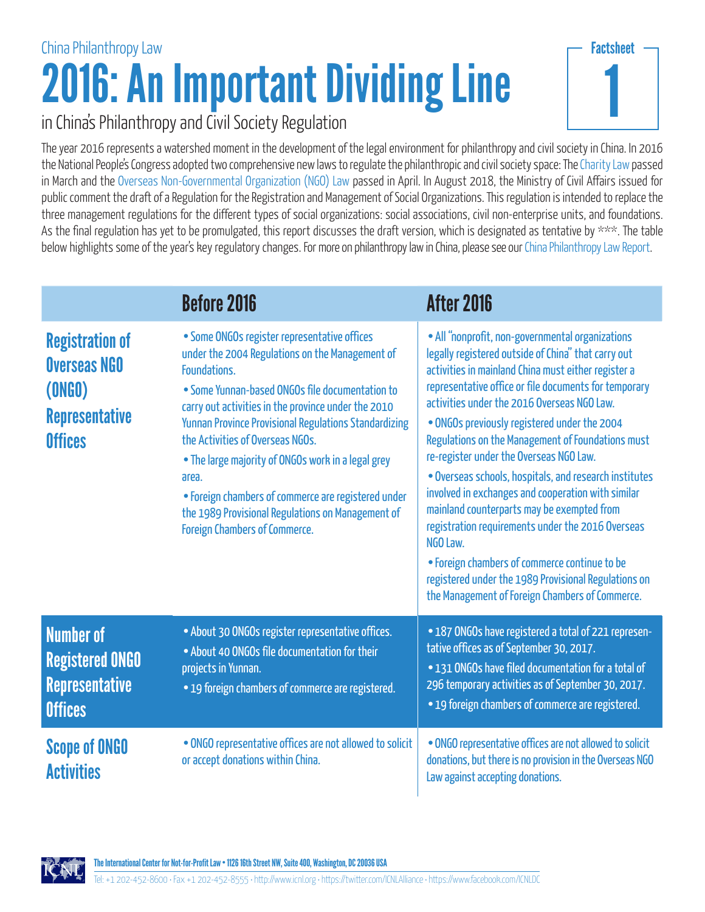China Philanthropy Law

# 2016: An Important Dividing Line

## in China's Philanthropy and Civil Society Regulation

Factsheet 1

The year 2016 represents a watershed moment in the development of the legal environment for philanthropy and civil society in China. In 2016 the National People's Congress adopted two comprehensive new laws to regulate the philanthropic and civil society space: The Charity Law passed in March and the Overseas Non-Governmental Organization (NGO) Law passed in April. In August 2018, the Ministry of Civil Affairs issued for public comment the draft of a Regulation for the Registration and Management of Social Organizations. This regulation is intended to replace the three management regulations for the different types of social organizations: social associations, civil non-enterprise units, and foundations. As the final regulation has yet to be promulgated, this report discusses the draft version, which is designated as tentative by ***. The table below highlights some of the year's key regulatory changes. For more on philanthropy law in China, please see our China Philanthropy Law Report.

| | Before 2016 | After 2016 |
|---|---|---|
| **Registration of Overseas NGO (ONGO) Representative Offices** | • Some ONGOs register representative offices under the 2004 Regulations on the Management of Foundations.<br>• Some Yunnan-based ONGOs file documentation to carry out activities in the province under the 2010 Yunnan Province Provisional Regulations Standardizing the Activities of Overseas NGOs.<br>• The large majority of ONGOs work in a legal grey area.<br>• Foreign chambers of commerce are registered under the 1989 Provisional Regulations on Management of Foreign Chambers of Commerce. | • All "nonprofit, non-governmental organizations legally registered outside of China" that carry out activities in mainland China must either register a representative office or file documents for temporary activities under the 2016 Overseas NGO Law.<br>• ONGOs previously registered under the 2004 Regulations on the Management of Foundations must re-register under the Overseas NGO Law.<br>• Overseas schools, hospitals, and research institutes involved in exchanges and cooperation with similar mainland counterparts may be exempted from registration requirements under the 2016 Overseas NGO Law.<br>• Foreign chambers of commerce continue to be registered under the 1989 Provisional Regulations on the Management of Foreign Chambers of Commerce. |
| **Number of Registered ONGO Representative Offices** | • About 30 ONGOs register representative offices.<br>• About 40 ONGOs file documentation for their projects in Yunnan.<br>• 19 foreign chambers of commerce are registered. | • 187 ONGOs have registered a total of 221 representative offices as of September 30, 2017.<br>• 131 ONGOs have filed documentation for a total of 296 temporary activities as of September 30, 2017.<br>• 19 foreign chambers of commerce are registered. |
| **Scope of ONGO Activities** | • ONGO representative offices are not allowed to solicit or accept donations within China. | • ONGO representative offices are not allowed to solicit donations, but there is no provision in the Overseas NGO Law against accepting donations. |

The International Center for Not-for-Profit Law • 1126 16th Street NW, Suite 400, Washington, DC 20036 USA
Tel: +1 202-452-8600 · Fax +1 202-452-8555 · http://www.icnl.org · https://twitter.com/ICNLAlliance · https://www.facebook.com/ICNLDC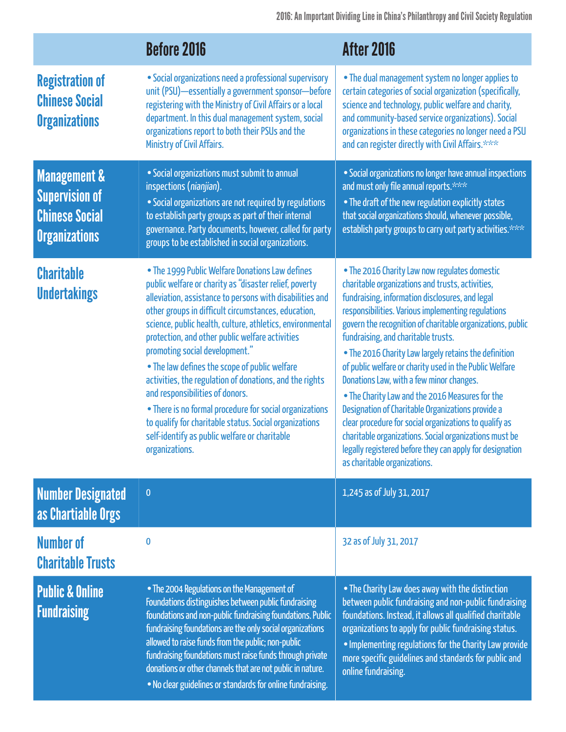| | Before 2016 | After 2016 |
|---|---|---|
| **Registration of Chinese Social Organizations** | • Social organizations need a professional supervisory unit (PSU)—essentially a government sponsor—before registering with the Ministry of Civil Affairs or a local department. In this dual management system, social organizations report to both their PSUs and the Ministry of Civil Affairs. | • The dual management system no longer applies to certain categories of social organization (specifically, science and technology, public welfare and charity, and community-based service organizations). Social organizations in these categories no longer need a PSU and can register directly with Civil Affairs.*** |
| **Management & Supervision of Chinese Social Organizations** | • Social organizations must submit to annual inspections (*nianjian*).<br>• Social organizations are not required by regulations to establish party groups as part of their internal governance. Party documents, however, called for party groups to be established in social organizations. | • Social organizations no longer have annual inspections and must only file annual reports.***<br>• The draft of the new regulation explicitly states that social organizations should, whenever possible, establish party groups to carry out party activities.*** |
| **Charitable Undertakings** | • The 1999 Public Welfare Donations Law defines public welfare or charity as "disaster relief, poverty alleviation, assistance to persons with disabilities and other groups in difficult circumstances, education, science, public health, culture, athletics, environmental protection, and other public welfare activities promoting social development."<br>• The law defines the scope of public welfare activities, the regulation of donations, and the rights and responsibilities of donors.<br>• There is no formal procedure for social organizations to qualify for charitable status. Social organizations self-identify as public welfare or charitable organizations. | • The 2016 Charity Law now regulates domestic charitable organizations and trusts, activities, fundraising, information disclosures, and legal responsibilities. Various implementing regulations govern the recognition of charitable organizations, public fundraising, and charitable trusts.<br>• The 2016 Charity Law largely retains the definition of public welfare or charity used in the Public Welfare Donations Law, with a few minor changes.<br>• The Charity Law and the 2016 Measures for the Designation of Charitable Organizations provide a clear procedure for social organizations to qualify as charitable organizations. Social organizations must be legally registered before they can apply for designation as charitable organizations. |
| **Number Designated as Chartiable Orgs** | 0 | 1,245 as of July 31, 2017 |
| **Number of Charitable Trusts** | 0 | 32 as of July 31, 2017 |
| **Public & Online Fundraising** | • The 2004 Regulations on the Management of Foundations distinguishes between public fundraising foundations and non-public fundraising foundations. Public fundraising foundations are the only social organizations allowed to raise funds from the public; non-public fundraising foundations must raise funds through private donations or other channels that are not public in nature.<br>• No clear guidelines or standards for online fundraising. | • The Charity Law does away with the distinction between public fundraising and non-public fundraising foundations. Instead, it allows all qualified charitable organizations to apply for public fundraising status.<br>• Implementing regulations for the Charity Law provide more specific guidelines and standards for public and online fundraising. |